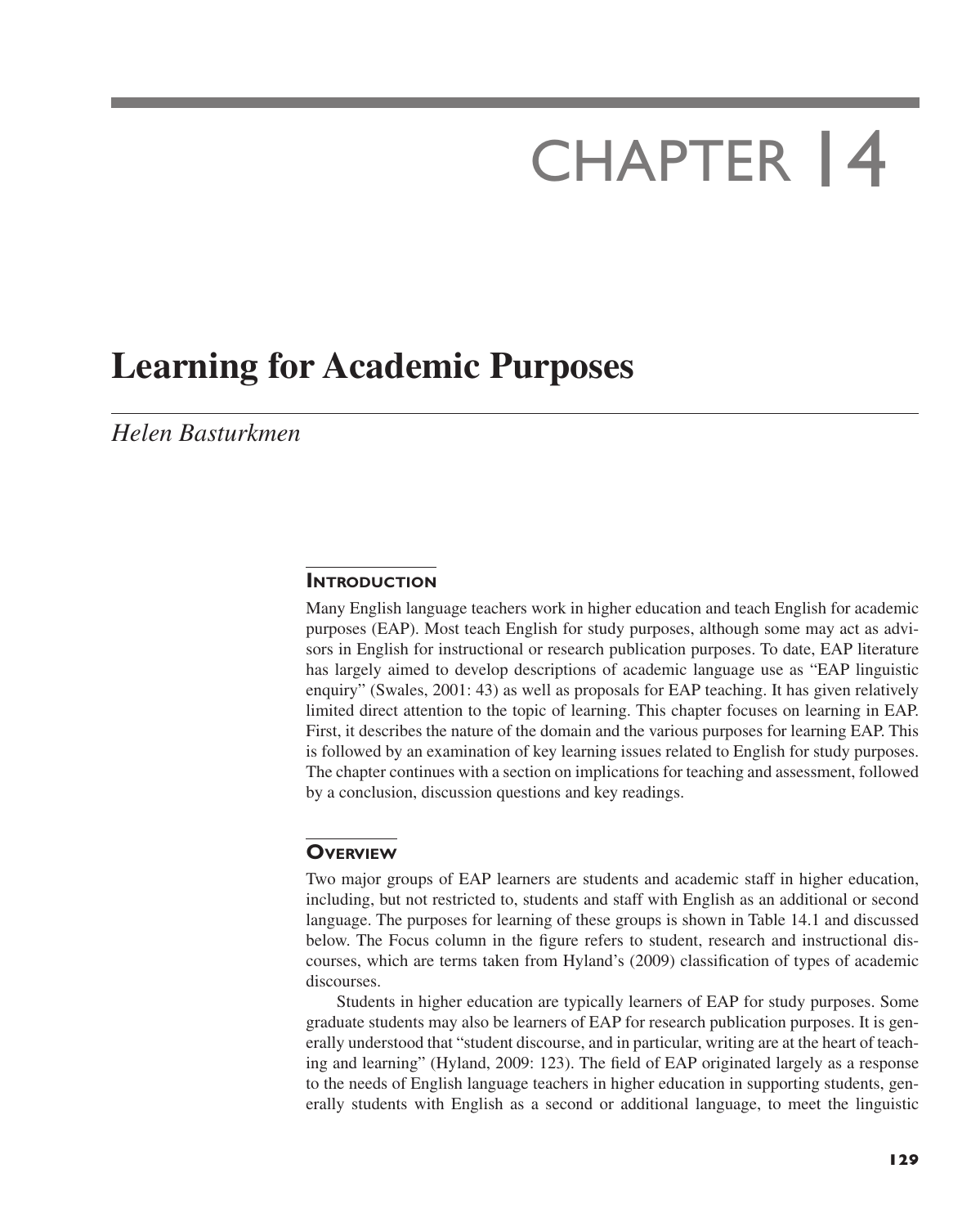# CHAPTER 14

# Learning for Academic Purposes

*Helen Basturkmen*

## Introduction

Many English language teachers work in higher education and teach English for academic purposes (EAP). Most teach English for study purposes, although some may act as advisors in English for instructional or research publication purposes. To date, EAP literature has largely aimed to develop descriptions of academic language use as "EAP linguistic enquiry" (Swales, 2001: 43) as well as proposals for EAP teaching. It has given relatively limited direct attention to the topic of learning. This chapter focuses on learning in EAP. First, it describes the nature of the domain and the various purposes for learning EAP. This is followed by an examination of key learning issues related to English for study purposes. The chapter continues with a section on implications for teaching and assessment, followed by a conclusion, discussion questions and key readings.

## Overview

Two major groups of EAP learners are students and academic staff in higher education, including, but not restricted to, students and staff with English as an additional or second language. The purposes for learning of these groups is shown in Table 14.1 and discussed below. The Focus column in the figure refers to student, research and instructional discourses, which are terms taken from Hyland's (2009) classification of types of academic discourses.

Students in higher education are typically learners of EAP for study purposes. Some graduate students may also be learners of EAP for research publication purposes. It is generally understood that "student discourse, and in particular, writing are at the heart of teaching and learning" (Hyland, 2009: 123). The field of EAP originated largely as a response to the needs of English language teachers in higher education in supporting students, generally students with English as a second or additional language, to meet the linguistic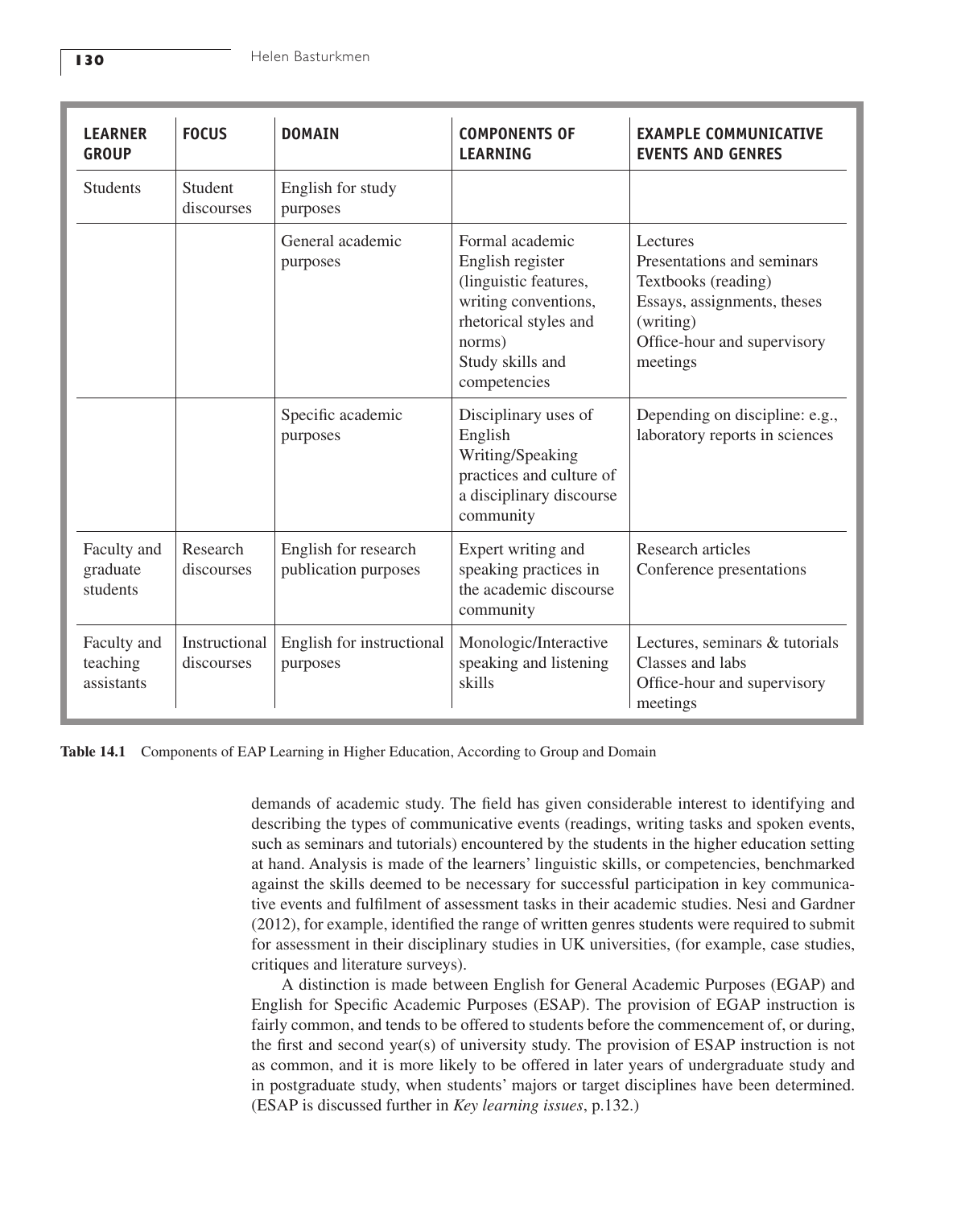| LEARNER GROUP | FOCUS | DOMAIN | COMPONENTS OF LEARNING | EXAMPLE COMMUNICATIVE EVENTS AND GENRES |
|---|---|---|---|---|
| Students | Student discourses | English for study purposes | | |
| | | General academic purposes | Formal academic English register (linguistic features, writing conventions, rhetorical styles and norms)<br>Study skills and competencies | Lectures<br>Presentations and seminars<br>Textbooks (reading)<br>Essays, assignments, theses (writing)<br>Office-hour and supervisory meetings |
| | | Specific academic purposes | Disciplinary uses of English<br>Writing/Speaking practices and culture of a disciplinary discourse community | Depending on discipline: e.g., laboratory reports in sciences |
| Faculty and graduate students | Research discourses | English for research publication purposes | Expert writing and speaking practices in the academic discourse community | Research articles<br>Conference presentations |
| Faculty and teaching assistants | Instructional discourses | English for instructional purposes | Monologic/Interactive speaking and listening skills | Lectures, seminars & tutorials<br>Classes and labs<br>Office-hour and supervisory meetings |

**Table 14.1** Components of EAP Learning in Higher Education, According to Group and Domain

demands of academic study. The field has given considerable interest to identifying and describing the types of communicative events (readings, writing tasks and spoken events, such as seminars and tutorials) encountered by the students in the higher education setting at hand. Analysis is made of the learners' linguistic skills, or competencies, benchmarked against the skills deemed to be necessary for successful participation in key communicative events and fulfilment of assessment tasks in their academic studies. Nesi and Gardner (2012), for example, identified the range of written genres students were required to submit for assessment in their disciplinary studies in UK universities, (for example, case studies, critiques and literature surveys).

A distinction is made between English for General Academic Purposes (EGAP) and English for Specific Academic Purposes (ESAP). The provision of EGAP instruction is fairly common, and tends to be offered to students before the commencement of, or during, the first and second year(s) of university study. The provision of ESAP instruction is not as common, and it is more likely to be offered in later years of undergraduate study and in postgraduate study, when students' majors or target disciplines have been determined. (ESAP is discussed further in *Key learning issues*, p.132.)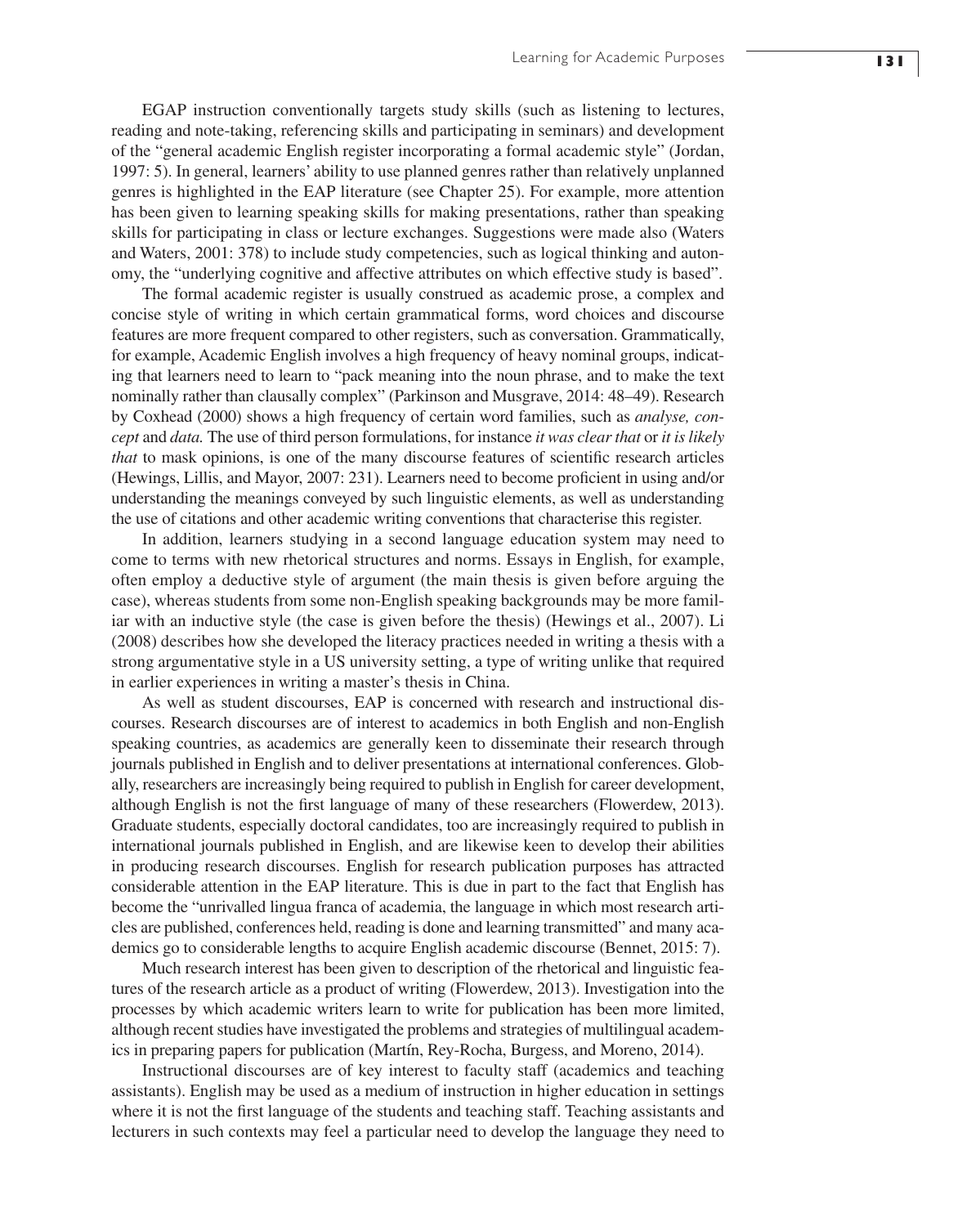EGAP instruction conventionally targets study skills (such as listening to lectures, reading and note-taking, referencing skills and participating in seminars) and development of the "general academic English register incorporating a formal academic style" (Jordan, 1997: 5). In general, learners' ability to use planned genres rather than relatively unplanned genres is highlighted in the EAP literature (see Chapter 25). For example, more attention has been given to learning speaking skills for making presentations, rather than speaking skills for participating in class or lecture exchanges. Suggestions were made also (Waters and Waters, 2001: 378) to include study competencies, such as logical thinking and autonomy, the "underlying cognitive and affective attributes on which effective study is based".

The formal academic register is usually construed as academic prose, a complex and concise style of writing in which certain grammatical forms, word choices and discourse features are more frequent compared to other registers, such as conversation. Grammatically, for example, Academic English involves a high frequency of heavy nominal groups, indicating that learners need to learn to "pack meaning into the noun phrase, and to make the text nominally rather than clausally complex" (Parkinson and Musgrave, 2014: 48–49). Research by Coxhead (2000) shows a high frequency of certain word families, such as *analyse, concept* and *data.* The use of third person formulations, for instance *it was clear that* or *it is likely that* to mask opinions, is one of the many discourse features of scientific research articles (Hewings, Lillis, and Mayor, 2007: 231). Learners need to become proficient in using and/or understanding the meanings conveyed by such linguistic elements, as well as understanding the use of citations and other academic writing conventions that characterise this register.

In addition, learners studying in a second language education system may need to come to terms with new rhetorical structures and norms. Essays in English, for example, often employ a deductive style of argument (the main thesis is given before arguing the case), whereas students from some non-English speaking backgrounds may be more familiar with an inductive style (the case is given before the thesis) (Hewings et al., 2007). Li (2008) describes how she developed the literacy practices needed in writing a thesis with a strong argumentative style in a US university setting, a type of writing unlike that required in earlier experiences in writing a master's thesis in China.

As well as student discourses, EAP is concerned with research and instructional discourses. Research discourses are of interest to academics in both English and non-English speaking countries, as academics are generally keen to disseminate their research through journals published in English and to deliver presentations at international conferences. Globally, researchers are increasingly being required to publish in English for career development, although English is not the first language of many of these researchers (Flowerdew, 2013). Graduate students, especially doctoral candidates, too are increasingly required to publish in international journals published in English, and are likewise keen to develop their abilities in producing research discourses. English for research publication purposes has attracted considerable attention in the EAP literature. This is due in part to the fact that English has become the "unrivalled lingua franca of academia, the language in which most research articles are published, conferences held, reading is done and learning transmitted" and many academics go to considerable lengths to acquire English academic discourse (Bennet, 2015: 7).

Much research interest has been given to description of the rhetorical and linguistic features of the research article as a product of writing (Flowerdew, 2013). Investigation into the processes by which academic writers learn to write for publication has been more limited, although recent studies have investigated the problems and strategies of multilingual academics in preparing papers for publication (Martín, Rey-Rocha, Burgess, and Moreno, 2014).

Instructional discourses are of key interest to faculty staff (academics and teaching assistants). English may be used as a medium of instruction in higher education in settings where it is not the first language of the students and teaching staff. Teaching assistants and lecturers in such contexts may feel a particular need to develop the language they need to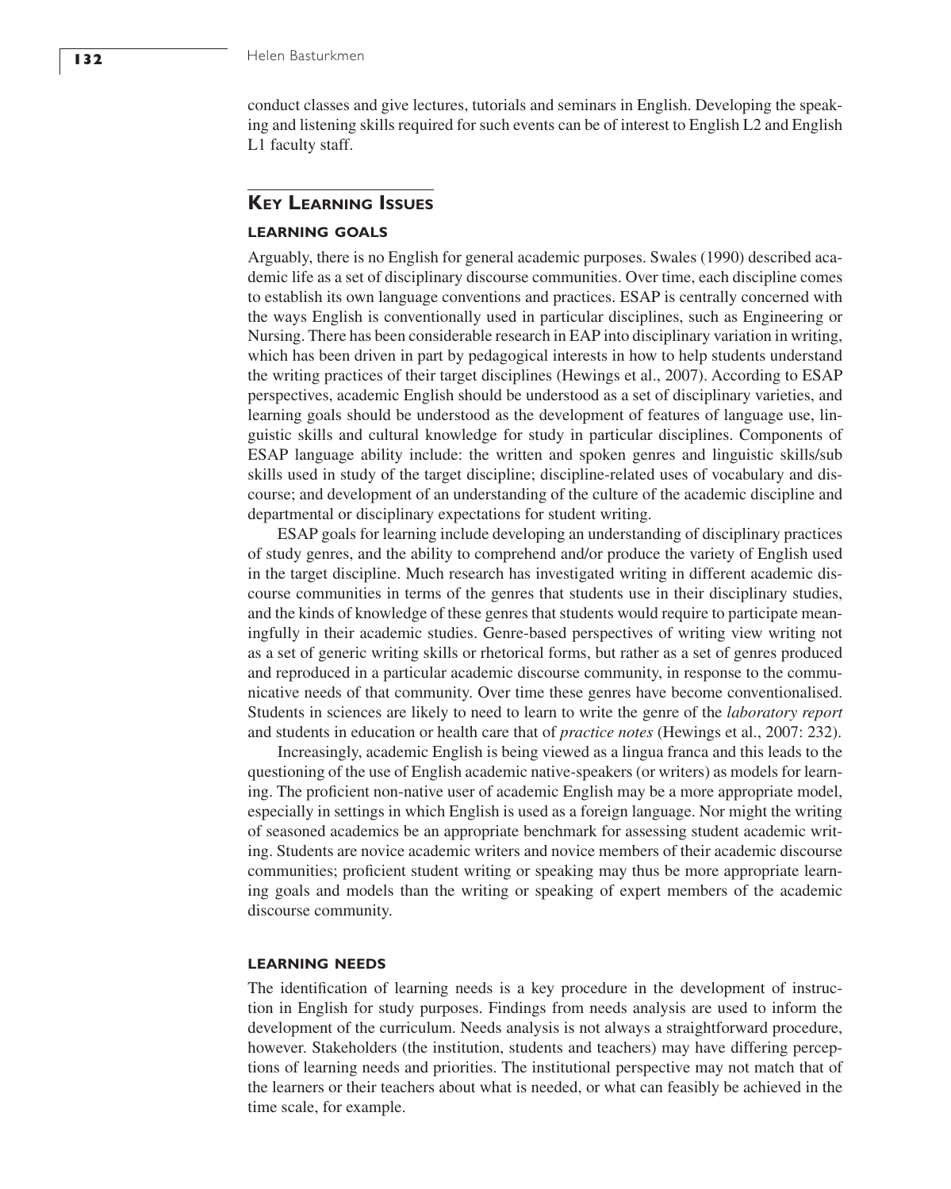conduct classes and give lectures, tutorials and seminars in English. Developing the speaking and listening skills required for such events can be of interest to English L2 and English L1 faculty staff.

## Key Learning Issues

### Learning Goals

Arguably, there is no English for general academic purposes. Swales (1990) described academic life as a set of disciplinary discourse communities. Over time, each discipline comes to establish its own language conventions and practices. ESAP is centrally concerned with the ways English is conventionally used in particular disciplines, such as Engineering or Nursing. There has been considerable research in EAP into disciplinary variation in writing, which has been driven in part by pedagogical interests in how to help students understand the writing practices of their target disciplines (Hewings et al., 2007). According to ESAP perspectives, academic English should be understood as a set of disciplinary varieties, and learning goals should be understood as the development of features of language use, linguistic skills and cultural knowledge for study in particular disciplines. Components of ESAP language ability include: the written and spoken genres and linguistic skills/sub skills used in study of the target discipline; discipline-related uses of vocabulary and discourse; and development of an understanding of the culture of the academic discipline and departmental or disciplinary expectations for student writing.

ESAP goals for learning include developing an understanding of disciplinary practices of study genres, and the ability to comprehend and/or produce the variety of English used in the target discipline. Much research has investigated writing in different academic discourse communities in terms of the genres that students use in their disciplinary studies, and the kinds of knowledge of these genres that students would require to participate meaningfully in their academic studies. Genre-based perspectives of writing view writing not as a set of generic writing skills or rhetorical forms, but rather as a set of genres produced and reproduced in a particular academic discourse community, in response to the communicative needs of that community. Over time these genres have become conventionalised. Students in sciences are likely to need to learn to write the genre of the *laboratory report* and students in education or health care that of *practice notes* (Hewings et al., 2007: 232).

Increasingly, academic English is being viewed as a lingua franca and this leads to the questioning of the use of English academic native-speakers (or writers) as models for learning. The proficient non-native user of academic English may be a more appropriate model, especially in settings in which English is used as a foreign language. Nor might the writing of seasoned academics be an appropriate benchmark for assessing student academic writing. Students are novice academic writers and novice members of their academic discourse communities; proficient student writing or speaking may thus be more appropriate learning goals and models than the writing or speaking of expert members of the academic discourse community.

### Learning Needs

The identification of learning needs is a key procedure in the development of instruction in English for study purposes. Findings from needs analysis are used to inform the development of the curriculum. Needs analysis is not always a straightforward procedure, however. Stakeholders (the institution, students and teachers) may have differing perceptions of learning needs and priorities. The institutional perspective may not match that of the learners or their teachers about what is needed, or what can feasibly be achieved in the time scale, for example.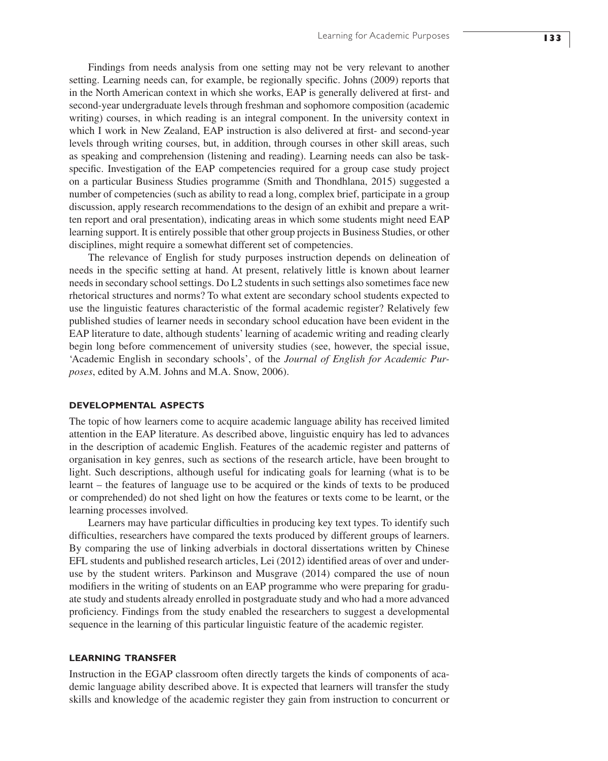Findings from needs analysis from one setting may not be very relevant to another setting. Learning needs can, for example, be regionally specific. Johns (2009) reports that in the North American context in which she works, EAP is generally delivered at first- and second-year undergraduate levels through freshman and sophomore composition (academic writing) courses, in which reading is an integral component. In the university context in which I work in New Zealand, EAP instruction is also delivered at first- and second-year levels through writing courses, but, in addition, through courses in other skill areas, such as speaking and comprehension (listening and reading). Learning needs can also be task-specific. Investigation of the EAP competencies required for a group case study project on a particular Business Studies programme (Smith and Thondhlana, 2015) suggested a number of competencies (such as ability to read a long, complex brief, participate in a group discussion, apply research recommendations to the design of an exhibit and prepare a written report and oral presentation), indicating areas in which some students might need EAP learning support. It is entirely possible that other group projects in Business Studies, or other disciplines, might require a somewhat different set of competencies.

The relevance of English for study purposes instruction depends on delineation of needs in the specific setting at hand. At present, relatively little is known about learner needs in secondary school settings. Do L2 students in such settings also sometimes face new rhetorical structures and norms? To what extent are secondary school students expected to use the linguistic features characteristic of the formal academic register? Relatively few published studies of learner needs in secondary school education have been evident in the EAP literature to date, although students' learning of academic writing and reading clearly begin long before commencement of university studies (see, however, the special issue, 'Academic English in secondary schools', of the *Journal of English for Academic Purposes*, edited by A.M. Johns and M.A. Snow, 2006).

### DEVELOPMENTAL ASPECTS

The topic of how learners come to acquire academic language ability has received limited attention in the EAP literature. As described above, linguistic enquiry has led to advances in the description of academic English. Features of the academic register and patterns of organisation in key genres, such as sections of the research article, have been brought to light. Such descriptions, although useful for indicating goals for learning (what is to be learnt – the features of language use to be acquired or the kinds of texts to be produced or comprehended) do not shed light on how the features or texts come to be learnt, or the learning processes involved.

Learners may have particular difficulties in producing key text types. To identify such difficulties, researchers have compared the texts produced by different groups of learners. By comparing the use of linking adverbials in doctoral dissertations written by Chinese EFL students and published research articles, Lei (2012) identified areas of over and under-use by the student writers. Parkinson and Musgrave (2014) compared the use of noun modifiers in the writing of students on an EAP programme who were preparing for graduate study and students already enrolled in postgraduate study and who had a more advanced proficiency. Findings from the study enabled the researchers to suggest a developmental sequence in the learning of this particular linguistic feature of the academic register.

### LEARNING TRANSFER

Instruction in the EGAP classroom often directly targets the kinds of components of academic language ability described above. It is expected that learners will transfer the study skills and knowledge of the academic register they gain from instruction to concurrent or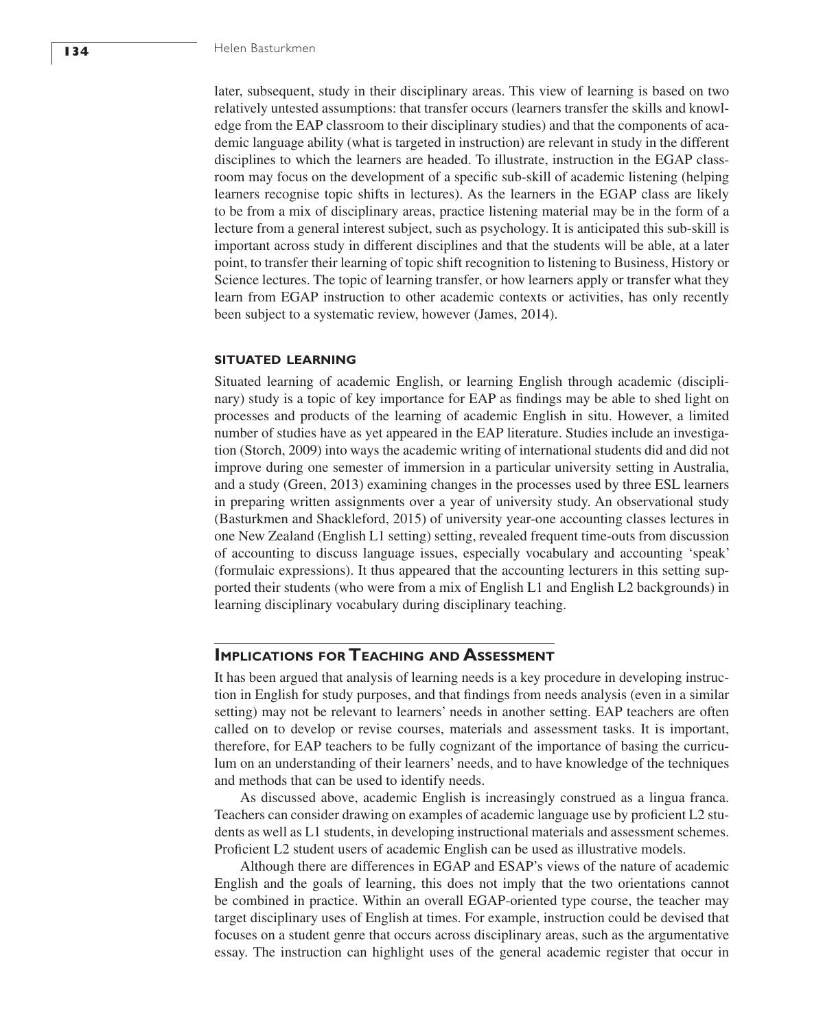later, subsequent, study in their disciplinary areas. This view of learning is based on two relatively untested assumptions: that transfer occurs (learners transfer the skills and knowledge from the EAP classroom to their disciplinary studies) and that the components of academic language ability (what is targeted in instruction) are relevant in study in the different disciplines to which the learners are headed. To illustrate, instruction in the EGAP classroom may focus on the development of a specific sub-skill of academic listening (helping learners recognise topic shifts in lectures). As the learners in the EGAP class are likely to be from a mix of disciplinary areas, practice listening material may be in the form of a lecture from a general interest subject, such as psychology. It is anticipated this sub-skill is important across study in different disciplines and that the students will be able, at a later point, to transfer their learning of topic shift recognition to listening to Business, History or Science lectures. The topic of learning transfer, or how learners apply or transfer what they learn from EGAP instruction to other academic contexts or activities, has only recently been subject to a systematic review, however (James, 2014).

### Situated learning

Situated learning of academic English, or learning English through academic (disciplinary) study is a topic of key importance for EAP as findings may be able to shed light on processes and products of the learning of academic English in situ. However, a limited number of studies have as yet appeared in the EAP literature. Studies include an investigation (Storch, 2009) into ways the academic writing of international students did and did not improve during one semester of immersion in a particular university setting in Australia, and a study (Green, 2013) examining changes in the processes used by three ESL learners in preparing written assignments over a year of university study. An observational study (Basturkmen and Shackleford, 2015) of university year-one accounting classes lectures in one New Zealand (English L1 setting) setting, revealed frequent time-outs from discussion of accounting to discuss language issues, especially vocabulary and accounting 'speak' (formulaic expressions). It thus appeared that the accounting lecturers in this setting supported their students (who were from a mix of English L1 and English L2 backgrounds) in learning disciplinary vocabulary during disciplinary teaching.

## Implications for Teaching and Assessment

It has been argued that analysis of learning needs is a key procedure in developing instruction in English for study purposes, and that findings from needs analysis (even in a similar setting) may not be relevant to learners' needs in another setting. EAP teachers are often called on to develop or revise courses, materials and assessment tasks. It is important, therefore, for EAP teachers to be fully cognizant of the importance of basing the curriculum on an understanding of their learners' needs, and to have knowledge of the techniques and methods that can be used to identify needs.

As discussed above, academic English is increasingly construed as a lingua franca. Teachers can consider drawing on examples of academic language use by proficient L2 students as well as L1 students, in developing instructional materials and assessment schemes. Proficient L2 student users of academic English can be used as illustrative models.

Although there are differences in EGAP and ESAP's views of the nature of academic English and the goals of learning, this does not imply that the two orientations cannot be combined in practice. Within an overall EGAP-oriented type course, the teacher may target disciplinary uses of English at times. For example, instruction could be devised that focuses on a student genre that occurs across disciplinary areas, such as the argumentative essay. The instruction can highlight uses of the general academic register that occur in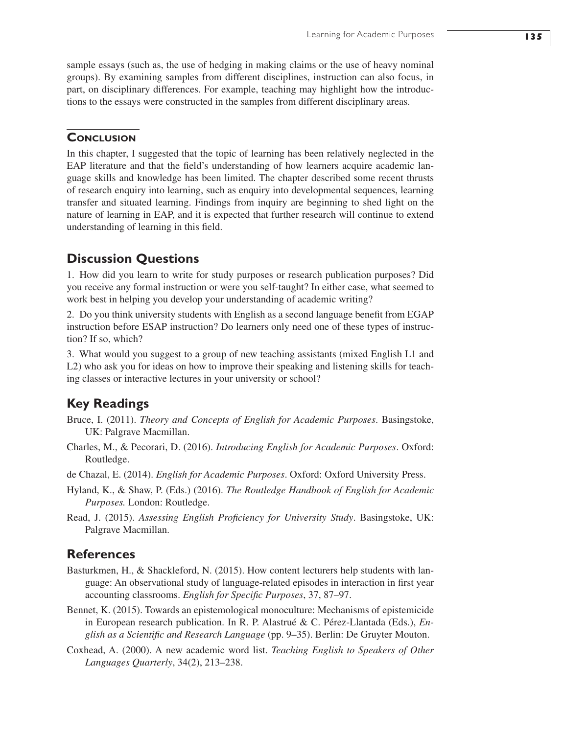sample essays (such as, the use of hedging in making claims or the use of heavy nominal groups). By examining samples from different disciplines, instruction can also focus, in part, on disciplinary differences. For example, teaching may highlight how the introductions to the essays were constructed in the samples from different disciplinary areas.

## Conclusion

In this chapter, I suggested that the topic of learning has been relatively neglected in the EAP literature and that the field's understanding of how learners acquire academic language skills and knowledge has been limited. The chapter described some recent thrusts of research enquiry into learning, such as enquiry into developmental sequences, learning transfer and situated learning. Findings from inquiry are beginning to shed light on the nature of learning in EAP, and it is expected that further research will continue to extend understanding of learning in this field.

## Discussion Questions

1. How did you learn to write for study purposes or research publication purposes? Did you receive any formal instruction or were you self-taught? In either case, what seemed to work best in helping you develop your understanding of academic writing?

2. Do you think university students with English as a second language benefit from EGAP instruction before ESAP instruction? Do learners only need one of these types of instruction? If so, which?

3. What would you suggest to a group of new teaching assistants (mixed English L1 and L2) who ask you for ideas on how to improve their speaking and listening skills for teaching classes or interactive lectures in your university or school?

## Key Readings

Bruce, I. (2011). *Theory and Concepts of English for Academic Purposes*. Basingstoke, UK: Palgrave Macmillan.

Charles, M., & Pecorari, D. (2016). *Introducing English for Academic Purposes*. Oxford: Routledge.

de Chazal, E. (2014). *English for Academic Purposes*. Oxford: Oxford University Press.

Hyland, K., & Shaw, P. (Eds.) (2016). *The Routledge Handbook of English for Academic Purposes.* London: Routledge.

Read, J. (2015). *Assessing English Proficiency for University Study*. Basingstoke, UK: Palgrave Macmillan.

## References

Basturkmen, H., & Shackleford, N. (2015). How content lecturers help students with language: An observational study of language-related episodes in interaction in first year accounting classrooms. *English for Specific Purposes*, 37, 87–97.

Bennet, K. (2015). Towards an epistemological monoculture: Mechanisms of epistemicide in European research publication. In R. P. Alastrué & C. Pérez-Llantada (Eds.), *English as a Scientific and Research Language* (pp. 9–35). Berlin: De Gruyter Mouton.

Coxhead, A. (2000). A new academic word list. *Teaching English to Speakers of Other Languages Quarterly*, 34(2), 213–238.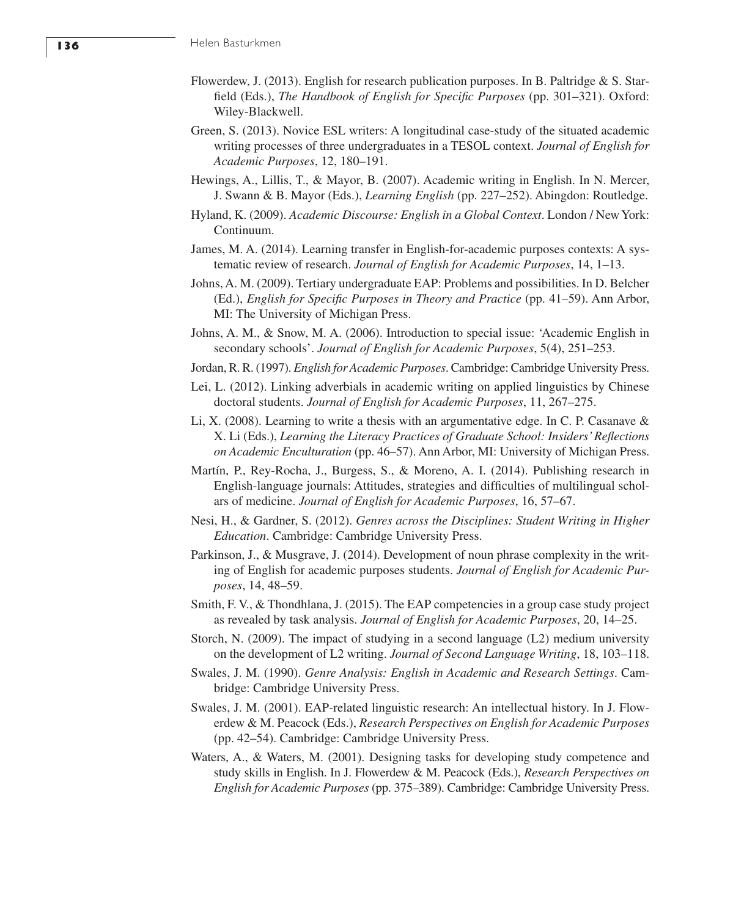Flowerdew, J. (2013). English for research publication purposes. In B. Paltridge & S. Starfield (Eds.), *The Handbook of English for Specific Purposes* (pp. 301–321). Oxford: Wiley-Blackwell.

Green, S. (2013). Novice ESL writers: A longitudinal case-study of the situated academic writing processes of three undergraduates in a TESOL context. *Journal of English for Academic Purposes*, 12, 180–191.

Hewings, A., Lillis, T., & Mayor, B. (2007). Academic writing in English. In N. Mercer, J. Swann & B. Mayor (Eds.), *Learning English* (pp. 227–252). Abingdon: Routledge.

Hyland, K. (2009). *Academic Discourse: English in a Global Context*. London / New York: Continuum.

James, M. A. (2014). Learning transfer in English-for-academic purposes contexts: A systematic review of research. *Journal of English for Academic Purposes*, 14, 1–13.

Johns, A. M. (2009). Tertiary undergraduate EAP: Problems and possibilities. In D. Belcher (Ed.), *English for Specific Purposes in Theory and Practice* (pp. 41–59). Ann Arbor, MI: The University of Michigan Press.

Johns, A. M., & Snow, M. A. (2006). Introduction to special issue: 'Academic English in secondary schools'. *Journal of English for Academic Purposes*, 5(4), 251–253.

Jordan, R. R. (1997). *English for Academic Purposes*. Cambridge: Cambridge University Press.

Lei, L. (2012). Linking adverbials in academic writing on applied linguistics by Chinese doctoral students. *Journal of English for Academic Purposes*, 11, 267–275.

Li, X. (2008). Learning to write a thesis with an argumentative edge. In C. P. Casanave & X. Li (Eds.), *Learning the Literacy Practices of Graduate School: Insiders' Reflections on Academic Enculturation* (pp. 46–57). Ann Arbor, MI: University of Michigan Press.

Martín, P., Rey-Rocha, J., Burgess, S., & Moreno, A. I. (2014). Publishing research in English-language journals: Attitudes, strategies and difficulties of multilingual scholars of medicine. *Journal of English for Academic Purposes*, 16, 57–67.

Nesi, H., & Gardner, S. (2012). *Genres across the Disciplines: Student Writing in Higher Education*. Cambridge: Cambridge University Press.

Parkinson, J., & Musgrave, J. (2014). Development of noun phrase complexity in the writing of English for academic purposes students. *Journal of English for Academic Purposes*, 14, 48–59.

Smith, F. V., & Thondhlana, J. (2015). The EAP competencies in a group case study project as revealed by task analysis. *Journal of English for Academic Purposes*, 20, 14–25.

Storch, N. (2009). The impact of studying in a second language (L2) medium university on the development of L2 writing. *Journal of Second Language Writing*, 18, 103–118.

Swales, J. M. (1990). *Genre Analysis: English in Academic and Research Settings*. Cambridge: Cambridge University Press.

Swales, J. M. (2001). EAP-related linguistic research: An intellectual history. In J. Flowerdew & M. Peacock (Eds.), *Research Perspectives on English for Academic Purposes* (pp. 42–54). Cambridge: Cambridge University Press.

Waters, A., & Waters, M. (2001). Designing tasks for developing study competence and study skills in English. In J. Flowerdew & M. Peacock (Eds.), *Research Perspectives on English for Academic Purposes* (pp. 375–389). Cambridge: Cambridge University Press.